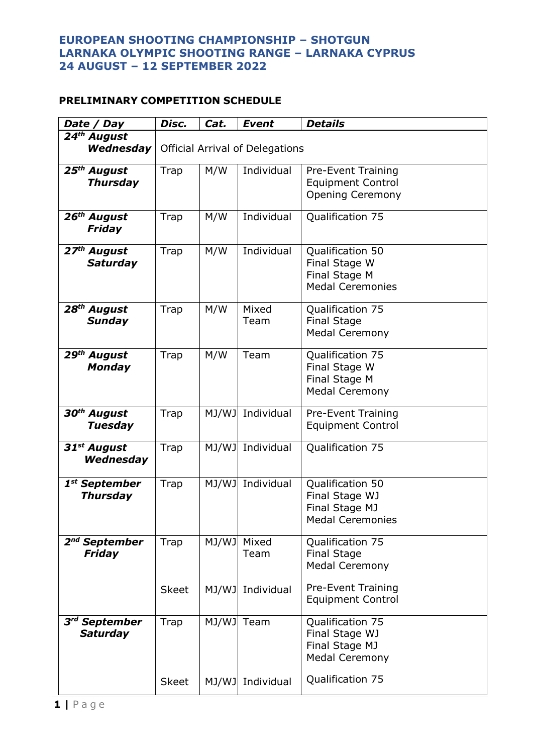# EUROPEAN SHOOTING CHAMPIONSHIP – SHOTGUN
# LARNAKA OLYMPIC SHOOTING RANGE – LARNAKA CYPRUS
# 24 AUGUST – 12 SEPTEMBER 2022

## PRELIMINARY COMPETITION SCHEDULE

| *Date / Day* | *Disc.* | *Cat.* | *Event* | *Details* |
|---|---|---|---|---|
| ***24th August Wednesday*** | Official Arrival of Delegations | | | |
| ***25th August Thursday*** | Trap | M/W | Individual | Pre-Event Training<br>Equipment Control<br>Opening Ceremony |
| ***26th August Friday*** | Trap | M/W | Individual | Qualification 75 |
| ***27th August Saturday*** | Trap | M/W | Individual | Qualification 50<br>Final Stage W<br>Final Stage M<br>Medal Ceremonies |
| ***28th August Sunday*** | Trap | M/W | Mixed Team | Qualification 75<br>Final Stage<br>Medal Ceremony |
| ***29th August Monday*** | Trap | M/W | Team | Qualification 75<br>Final Stage W<br>Final Stage M<br>Medal Ceremony |
| ***30th August Tuesday*** | Trap | MJ/WJ | Individual | Pre-Event Training<br>Equipment Control |
| ***31st August Wednesday*** | Trap | MJ/WJ | Individual | Qualification 75 |
| ***1st September Thursday*** | Trap | MJ/WJ | Individual | Qualification 50<br>Final Stage WJ<br>Final Stage MJ<br>Medal Ceremonies |
| ***2nd September Friday*** | Trap | MJ/WJ | Mixed Team | Qualification 75<br>Final Stage<br>Medal Ceremony |
| | Skeet | MJ/WJ | Individual | Pre-Event Training<br>Equipment Control |
| ***3rd September Saturday*** | Trap | MJ/WJ | Team | Qualification 75<br>Final Stage WJ<br>Final Stage MJ<br>Medal Ceremony |
| | Skeet | MJ/WJ | Individual | Qualification 75 |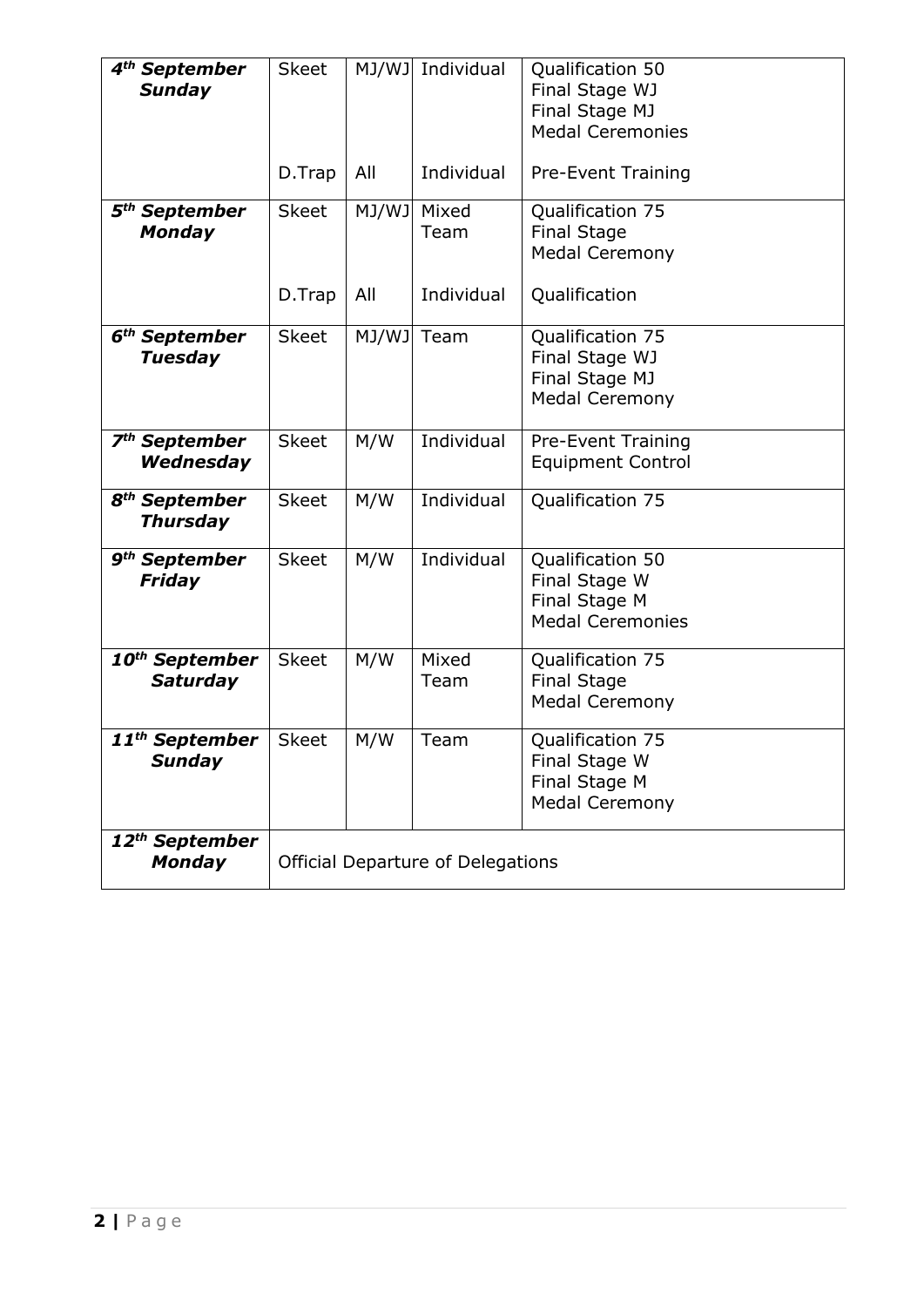| | | | | |
|---|---|---|---|---|
| ***4th September Sunday*** | Skeet | MJ/WJ | Individual | Qualification 50<br>Final Stage WJ<br>Final Stage MJ<br>Medal Ceremonies |
| | D.Trap | All | Individual | Pre-Event Training |
| ***5th September Monday*** | Skeet | MJ/WJ | Mixed Team | Qualification 75<br>Final Stage<br>Medal Ceremony |
| | D.Trap | All | Individual | Qualification |
| ***6th September Tuesday*** | Skeet | MJ/WJ | Team | Qualification 75<br>Final Stage WJ<br>Final Stage MJ<br>Medal Ceremony |
| ***7th September Wednesday*** | Skeet | M/W | Individual | Pre-Event Training<br>Equipment Control |
| ***8th September Thursday*** | Skeet | M/W | Individual | Qualification 75 |
| ***9th September Friday*** | Skeet | M/W | Individual | Qualification 50<br>Final Stage W<br>Final Stage M<br>Medal Ceremonies |
| ***10th September Saturday*** | Skeet | M/W | Mixed Team | Qualification 75<br>Final Stage<br>Medal Ceremony |
| ***11th September Sunday*** | Skeet | M/W | Team | Qualification 75<br>Final Stage W<br>Final Stage M<br>Medal Ceremony |
| ***12th September Monday*** | Official Departure of Delegations | | | |